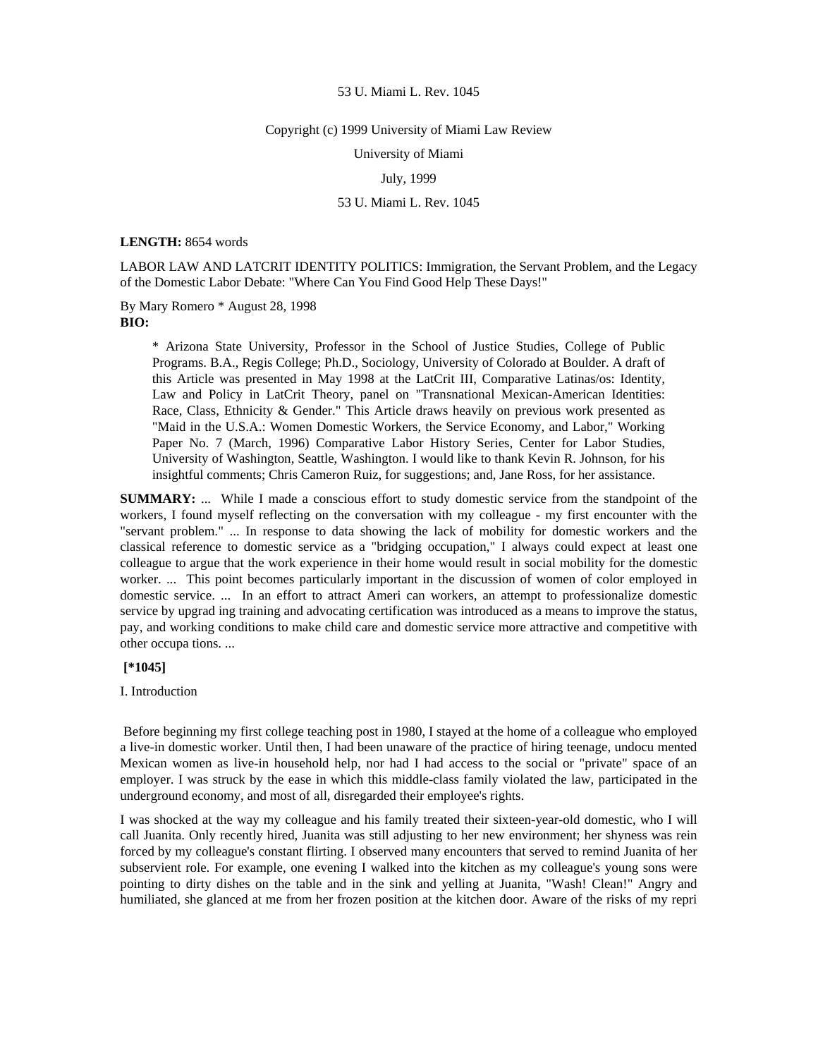53 U. Miami L. Rev. 1045

Copyright (c) 1999 University of Miami Law Review

University of Miami

July, 1999

53 U. Miami L. Rev. 1045

**LENGTH:** 8654 words

LABOR LAW AND LATCRIT IDENTITY POLITICS: Immigration, the Servant Problem, and the Legacy of the Domestic Labor Debate: "Where Can You Find Good Help These Days!"

By Mary Romero * August 28, 1998

**BIO:**

> * Arizona State University, Professor in the School of Justice Studies, College of Public Programs. B.A., Regis College; Ph.D., Sociology, University of Colorado at Boulder. A draft of this Article was presented in May 1998 at the LatCrit III, Comparative Latinas/os: Identity, Law and Policy in LatCrit Theory, panel on "Transnational Mexican-American Identities: Race, Class, Ethnicity & Gender." This Article draws heavily on previous work presented as "Maid in the U.S.A.: Women Domestic Workers, the Service Economy, and Labor," Working Paper No. 7 (March, 1996) Comparative Labor History Series, Center for Labor Studies, University of Washington, Seattle, Washington. I would like to thank Kevin R. Johnson, for his insightful comments; Chris Cameron Ruiz, for suggestions; and, Jane Ross, for her assistance.

**SUMMARY:** ... While I made a conscious effort to study domestic service from the standpoint of the workers, I found myself reflecting on the conversation with my colleague - my first encounter with the "servant problem." ... In response to data showing the lack of mobility for domestic workers and the classical reference to domestic service as a "bridging occupation," I always could expect at least one colleague to argue that the work experience in their home would result in social mobility for the domestic worker. ... This point becomes particularly important in the discussion of women of color employed in domestic service. ... In an effort to attract Ameri can workers, an attempt to professionalize domestic service by upgrad ing training and advocating certification was introduced as a means to improve the status, pay, and working conditions to make child care and domestic service more attractive and competitive with other occupa tions. ...

**[*1045]**

I. Introduction

Before beginning my first college teaching post in 1980, I stayed at the home of a colleague who employed a live-in domestic worker. Until then, I had been unaware of the practice of hiring teenage, undocu mented Mexican women as live-in household help, nor had I had access to the social or "private" space of an employer. I was struck by the ease in which this middle-class family violated the law, participated in the underground economy, and most of all, disregarded their employee's rights.

I was shocked at the way my colleague and his family treated their sixteen-year-old domestic, who I will call Juanita. Only recently hired, Juanita was still adjusting to her new environment; her shyness was rein forced by my colleague's constant flirting. I observed many encounters that served to remind Juanita of her subservient role. For example, one evening I walked into the kitchen as my colleague's young sons were pointing to dirty dishes on the table and in the sink and yelling at Juanita, "Wash! Clean!" Angry and humiliated, she glanced at me from her frozen position at the kitchen door. Aware of the risks of my repri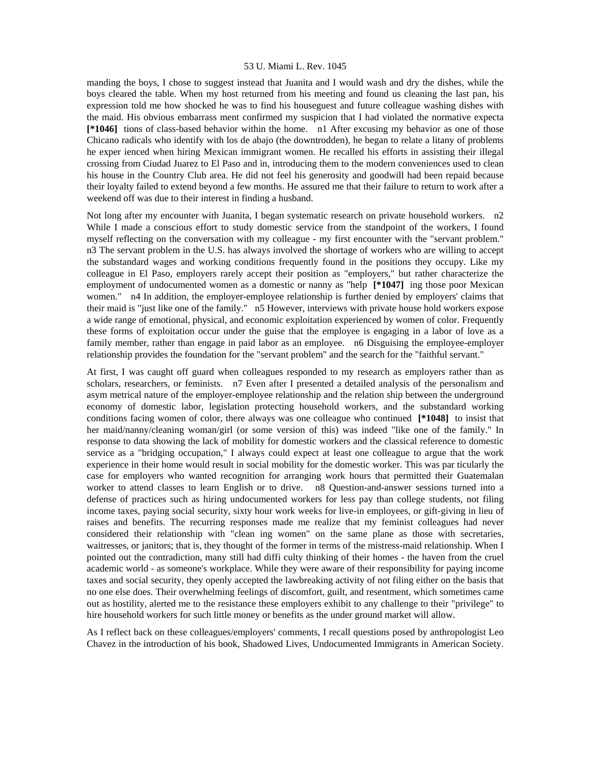manding the boys, I chose to suggest instead that Juanita and I would wash and dry the dishes, while the boys cleared the table. When my host returned from his meeting and found us cleaning the last pan, his expression told me how shocked he was to find his houseguest and future colleague washing dishes with the maid. His obvious embarrass ment confirmed my suspicion that I had violated the normative expecta **[*1046]** tions of class-based behavior within the home. n1 After excusing my behavior as one of those Chicano radicals who identify with los de abajo (the downtrodden), he began to relate a litany of problems he exper ienced when hiring Mexican immigrant women. He recalled his efforts in assisting their illegal crossing from Ciudad Juarez to El Paso and in, introducing them to the modern conveniences used to clean his house in the Country Club area. He did not feel his generosity and goodwill had been repaid because their loyalty failed to extend beyond a few months. He assured me that their failure to return to work after a weekend off was due to their interest in finding a husband.

Not long after my encounter with Juanita, I began systematic research on private household workers. n2 While I made a conscious effort to study domestic service from the standpoint of the workers, I found myself reflecting on the conversation with my colleague - my first encounter with the "servant problem." n3 The servant problem in the U.S. has always involved the shortage of workers who are willing to accept the substandard wages and working conditions frequently found in the positions they occupy. Like my colleague in El Paso, employers rarely accept their position as "employers," but rather characterize the employment of undocumented women as a domestic or nanny as "help **[*1047]** ing those poor Mexican women." n4 In addition, the employer-employee relationship is further denied by employers' claims that their maid is "just like one of the family." n5 However, interviews with private house hold workers expose a wide range of emotional, physical, and economic exploitation experienced by women of color. Frequently these forms of exploitation occur under the guise that the employee is engaging in a labor of love as a family member, rather than engage in paid labor as an employee. n6 Disguising the employee-employer relationship provides the foundation for the "servant problem" and the search for the "faithful servant."

At first, I was caught off guard when colleagues responded to my research as employers rather than as scholars, researchers, or feminists. n7 Even after I presented a detailed analysis of the personalism and asym metrical nature of the employer-employee relationship and the relation ship between the underground economy of domestic labor, legislation protecting household workers, and the substandard working conditions facing women of color, there always was one colleague who continued **[*1048]** to insist that her maid/nanny/cleaning woman/girl (or some version of this) was indeed "like one of the family." In response to data showing the lack of mobility for domestic workers and the classical reference to domestic service as a "bridging occupation," I always could expect at least one colleague to argue that the work experience in their home would result in social mobility for the domestic worker. This was par ticularly the case for employers who wanted recognition for arranging work hours that permitted their Guatemalan worker to attend classes to learn English or to drive. n8 Question-and-answer sessions turned into a defense of practices such as hiring undocumented workers for less pay than college students, not filing income taxes, paying social security, sixty hour work weeks for live-in employees, or gift-giving in lieu of raises and benefits. The recurring responses made me realize that my feminist colleagues had never considered their relationship with "clean ing women" on the same plane as those with secretaries, waitresses, or janitors; that is, they thought of the former in terms of the mistress-maid relationship. When I pointed out the contradiction, many still had diffi culty thinking of their homes - the haven from the cruel academic world - as someone's workplace. While they were aware of their responsibility for paying income taxes and social security, they openly accepted the lawbreaking activity of not filing either on the basis that no one else does. Their overwhelming feelings of discomfort, guilt, and resentment, which sometimes came out as hostility, alerted me to the resistance these employers exhibit to any challenge to their "privilege" to hire household workers for such little money or benefits as the under ground market will allow.

As I reflect back on these colleagues/employers' comments, I recall questions posed by anthropologist Leo Chavez in the introduction of his book, Shadowed Lives, Undocumented Immigrants in American Society.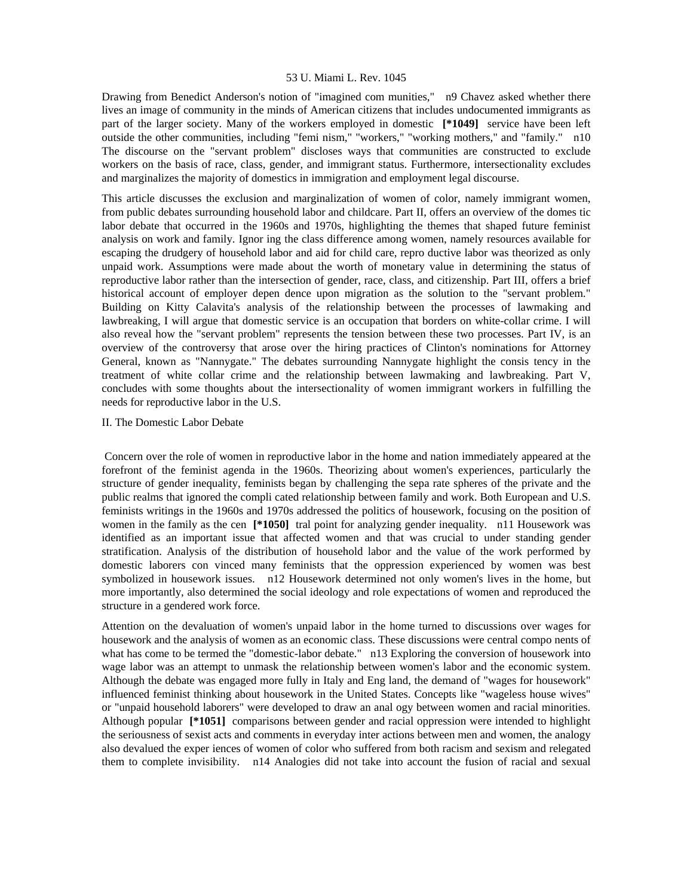Drawing from Benedict Anderson's notion of "imagined com munities," n9 Chavez asked whether there lives an image of community in the minds of American citizens that includes undocumented immigrants as part of the larger society. Many of the workers employed in domestic **[*1049]** service have been left outside the other communities, including "femi nism," "workers," "working mothers," and "family." n10 The discourse on the "servant problem" discloses ways that communities are constructed to exclude workers on the basis of race, class, gender, and immigrant status. Furthermore, intersectionality excludes and marginalizes the majority of domestics in immigration and employment legal discourse.

This article discusses the exclusion and marginalization of women of color, namely immigrant women, from public debates surrounding household labor and childcare. Part II, offers an overview of the domes tic labor debate that occurred in the 1960s and 1970s, highlighting the themes that shaped future feminist analysis on work and family. Ignor ing the class difference among women, namely resources available for escaping the drudgery of household labor and aid for child care, repro ductive labor was theorized as only unpaid work. Assumptions were made about the worth of monetary value in determining the status of reproductive labor rather than the intersection of gender, race, class, and citizenship. Part III, offers a brief historical account of employer depen dence upon migration as the solution to the "servant problem." Building on Kitty Calavita's analysis of the relationship between the processes of lawmaking and lawbreaking, I will argue that domestic service is an occupation that borders on white-collar crime. I will also reveal how the "servant problem" represents the tension between these two processes. Part IV, is an overview of the controversy that arose over the hiring practices of Clinton's nominations for Attorney General, known as "Nannygate." The debates surrounding Nannygate highlight the consis tency in the treatment of white collar crime and the relationship between lawmaking and lawbreaking. Part V, concludes with some thoughts about the intersectionality of women immigrant workers in fulfilling the needs for reproductive labor in the U.S.

## II. The Domestic Labor Debate

Concern over the role of women in reproductive labor in the home and nation immediately appeared at the forefront of the feminist agenda in the 1960s. Theorizing about women's experiences, particularly the structure of gender inequality, feminists began by challenging the sepa rate spheres of the private and the public realms that ignored the compli cated relationship between family and work. Both European and U.S. feminists writings in the 1960s and 1970s addressed the politics of housework, focusing on the position of women in the family as the cen **[*1050]** tral point for analyzing gender inequality. n11 Housework was identified as an important issue that affected women and that was crucial to under standing gender stratification. Analysis of the distribution of household labor and the value of the work performed by domestic laborers con vinced many feminists that the oppression experienced by women was best symbolized in housework issues. n12 Housework determined not only women's lives in the home, but more importantly, also determined the social ideology and role expectations of women and reproduced the structure in a gendered work force.

Attention on the devaluation of women's unpaid labor in the home turned to discussions over wages for housework and the analysis of women as an economic class. These discussions were central compo nents of what has come to be termed the "domestic-labor debate." n13 Exploring the conversion of housework into wage labor was an attempt to unmask the relationship between women's labor and the economic system. Although the debate was engaged more fully in Italy and Eng land, the demand of "wages for housework" influenced feminist thinking about housework in the United States. Concepts like "wageless house wives" or "unpaid household laborers" were developed to draw an anal ogy between women and racial minorities. Although popular **[*1051]** comparisons between gender and racial oppression were intended to highlight the seriousness of sexist acts and comments in everyday inter actions between men and women, the analogy also devalued the exper iences of women of color who suffered from both racism and sexism and relegated them to complete invisibility. n14 Analogies did not take into account the fusion of racial and sexual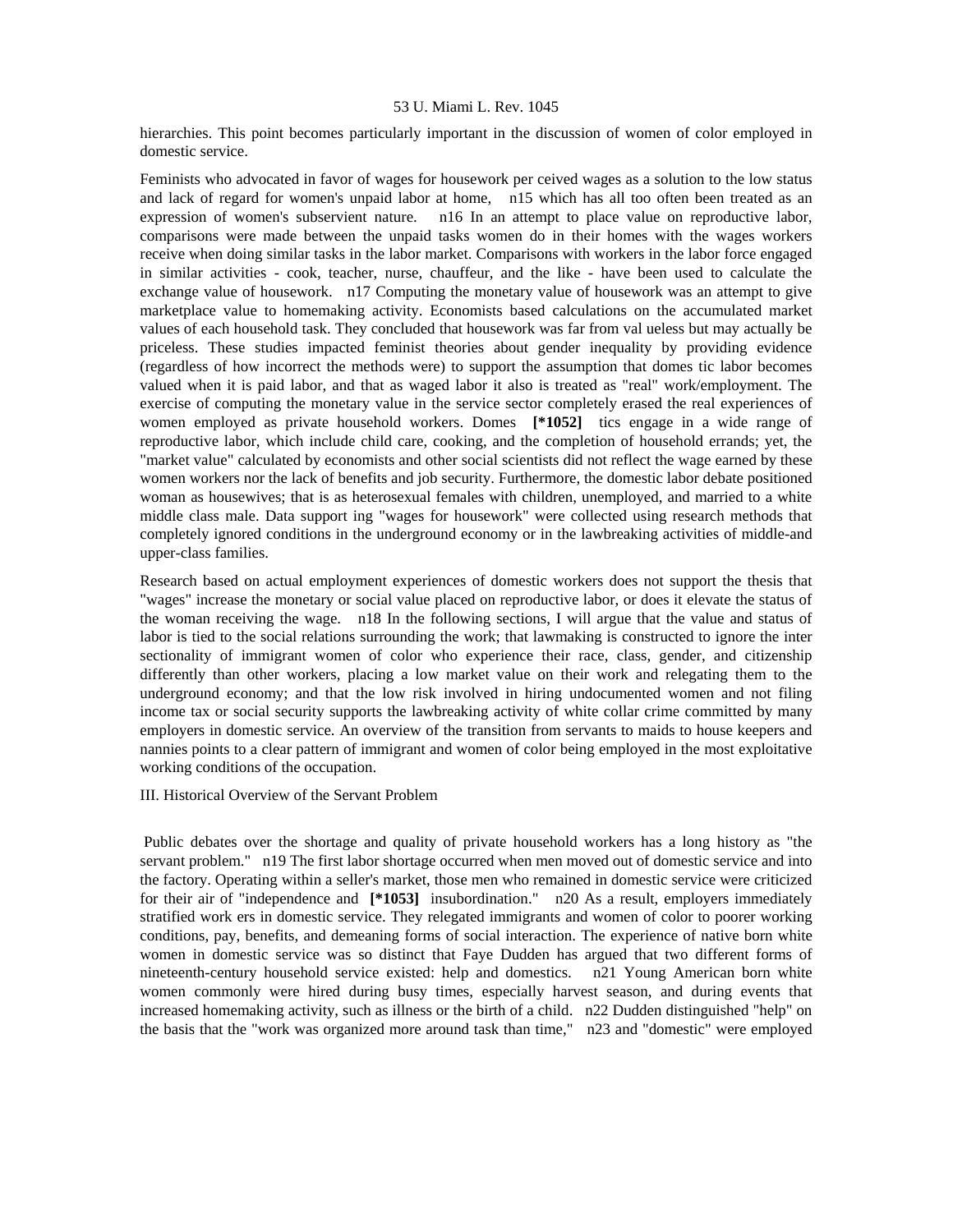hierarchies. This point becomes particularly important in the discussion of women of color employed in domestic service.

Feminists who advocated in favor of wages for housework per ceived wages as a solution to the low status and lack of regard for women's unpaid labor at home, n15 which has all too often been treated as an expression of women's subservient nature. n16 In an attempt to place value on reproductive labor, comparisons were made between the unpaid tasks women do in their homes with the wages workers receive when doing similar tasks in the labor market. Comparisons with workers in the labor force engaged in similar activities - cook, teacher, nurse, chauffeur, and the like - have been used to calculate the exchange value of housework. n17 Computing the monetary value of housework was an attempt to give marketplace value to homemaking activity. Economists based calculations on the accumulated market values of each household task. They concluded that housework was far from val ueless but may actually be priceless. These studies impacted feminist theories about gender inequality by providing evidence (regardless of how incorrect the methods were) to support the assumption that domes tic labor becomes valued when it is paid labor, and that as waged labor it also is treated as "real" work/employment. The exercise of computing the monetary value in the service sector completely erased the real experiences of women employed as private household workers. Domes **[*1052]** tics engage in a wide range of reproductive labor, which include child care, cooking, and the completion of household errands; yet, the "market value" calculated by economists and other social scientists did not reflect the wage earned by these women workers nor the lack of benefits and job security. Furthermore, the domestic labor debate positioned woman as housewives; that is as heterosexual females with children, unemployed, and married to a white middle class male. Data support ing "wages for housework" were collected using research methods that completely ignored conditions in the underground economy or in the lawbreaking activities of middle-and upper-class families.

Research based on actual employment experiences of domestic workers does not support the thesis that "wages" increase the monetary or social value placed on reproductive labor, or does it elevate the status of the woman receiving the wage. n18 In the following sections, I will argue that the value and status of labor is tied to the social relations surrounding the work; that lawmaking is constructed to ignore the inter sectionality of immigrant women of color who experience their race, class, gender, and citizenship differently than other workers, placing a low market value on their work and relegating them to the underground economy; and that the low risk involved in hiring undocumented women and not filing income tax or social security supports the lawbreaking activity of white collar crime committed by many employers in domestic service. An overview of the transition from servants to maids to house keepers and nannies points to a clear pattern of immigrant and women of color being employed in the most exploitative working conditions of the occupation.

## III. Historical Overview of the Servant Problem

Public debates over the shortage and quality of private household workers has a long history as "the servant problem." n19 The first labor shortage occurred when men moved out of domestic service and into the factory. Operating within a seller's market, those men who remained in domestic service were criticized for their air of "independence and **[*1053]** insubordination." n20 As a result, employers immediately stratified work ers in domestic service. They relegated immigrants and women of color to poorer working conditions, pay, benefits, and demeaning forms of social interaction. The experience of native born white women in domestic service was so distinct that Faye Dudden has argued that two different forms of nineteenth-century household service existed: help and domestics. n21 Young American born white women commonly were hired during busy times, especially harvest season, and during events that increased homemaking activity, such as illness or the birth of a child. n22 Dudden distinguished "help" on the basis that the "work was organized more around task than time," n23 and "domestic" were employed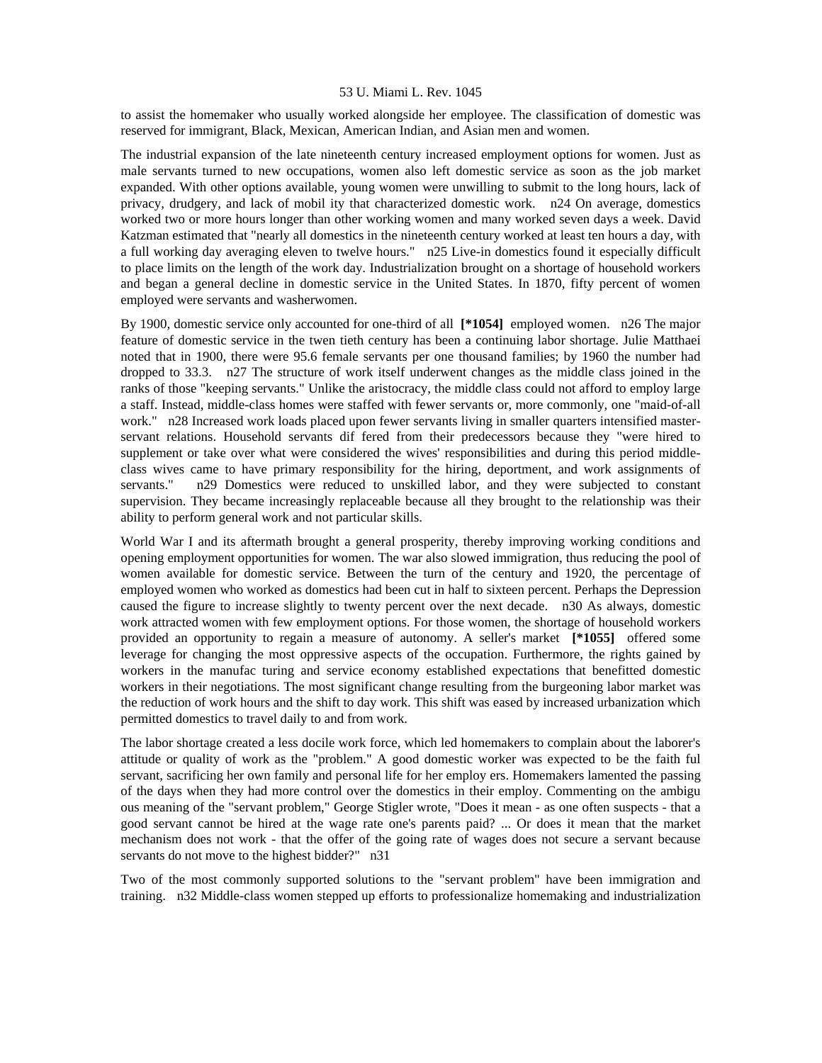to assist the homemaker who usually worked alongside her employee. The classification of domestic was reserved for immigrant, Black, Mexican, American Indian, and Asian men and women.

The industrial expansion of the late nineteenth century increased employment options for women. Just as male servants turned to new occupations, women also left domestic service as soon as the job market expanded. With other options available, young women were unwilling to submit to the long hours, lack of privacy, drudgery, and lack of mobil ity that characterized domestic work. n24 On average, domestics worked two or more hours longer than other working women and many worked seven days a week. David Katzman estimated that "nearly all domestics in the nineteenth century worked at least ten hours a day, with a full working day averaging eleven to twelve hours." n25 Live-in domestics found it especially difficult to place limits on the length of the work day. Industrialization brought on a shortage of household workers and began a general decline in domestic service in the United States. In 1870, fifty percent of women employed were servants and washerwomen.

By 1900, domestic service only accounted for one-third of all **[*1054]** employed women. n26 The major feature of domestic service in the twen tieth century has been a continuing labor shortage. Julie Matthaei noted that in 1900, there were 95.6 female servants per one thousand families; by 1960 the number had dropped to 33.3. n27 The structure of work itself underwent changes as the middle class joined in the ranks of those "keeping servants." Unlike the aristocracy, the middle class could not afford to employ large a staff. Instead, middle-class homes were staffed with fewer servants or, more commonly, one "maid-of-all work." n28 Increased work loads placed upon fewer servants living in smaller quarters intensified master-servant relations. Household servants dif fered from their predecessors because they "were hired to supplement or take over what were considered the wives' responsibilities and during this period middle-class wives came to have primary responsibility for the hiring, deportment, and work assignments of servants." n29 Domestics were reduced to unskilled labor, and they were subjected to constant supervision. They became increasingly replaceable because all they brought to the relationship was their ability to perform general work and not particular skills.

World War I and its aftermath brought a general prosperity, thereby improving working conditions and opening employment opportunities for women. The war also slowed immigration, thus reducing the pool of women available for domestic service. Between the turn of the century and 1920, the percentage of employed women who worked as domestics had been cut in half to sixteen percent. Perhaps the Depression caused the figure to increase slightly to twenty percent over the next decade. n30 As always, domestic work attracted women with few employment options. For those women, the shortage of household workers provided an opportunity to regain a measure of autonomy. A seller's market **[*1055]** offered some leverage for changing the most oppressive aspects of the occupation. Furthermore, the rights gained by workers in the manufac turing and service economy established expectations that benefitted domestic workers in their negotiations. The most significant change resulting from the burgeoning labor market was the reduction of work hours and the shift to day work. This shift was eased by increased urbanization which permitted domestics to travel daily to and from work.

The labor shortage created a less docile work force, which led homemakers to complain about the laborer's attitude or quality of work as the "problem." A good domestic worker was expected to be the faith ful servant, sacrificing her own family and personal life for her employ ers. Homemakers lamented the passing of the days when they had more control over the domestics in their employ. Commenting on the ambigu ous meaning of the "servant problem," George Stigler wrote, "Does it mean - as one often suspects - that a good servant cannot be hired at the wage rate one's parents paid? ... Or does it mean that the market mechanism does not work - that the offer of the going rate of wages does not secure a servant because servants do not move to the highest bidder?" n31

Two of the most commonly supported solutions to the "servant problem" have been immigration and training. n32 Middle-class women stepped up efforts to professionalize homemaking and industrialization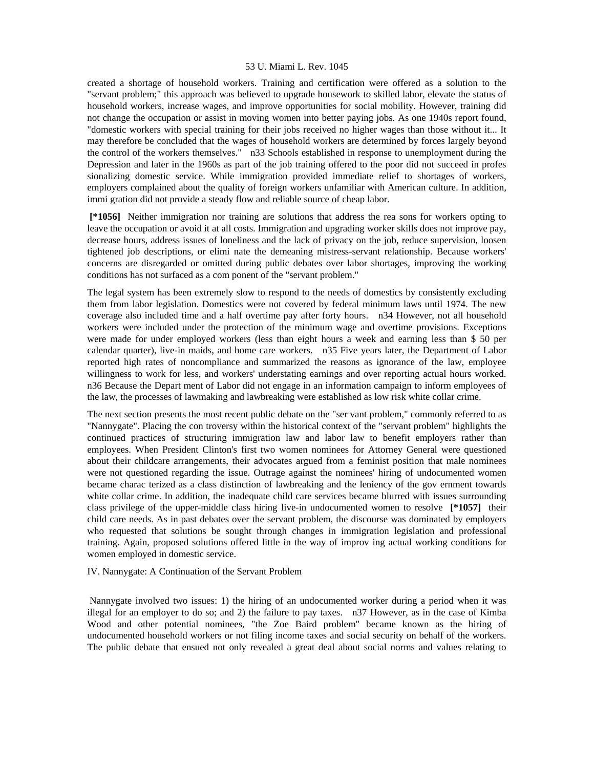created a shortage of household workers. Training and certification were offered as a solution to the "servant problem;" this approach was believed to upgrade housework to skilled labor, elevate the status of household workers, increase wages, and improve opportunities for social mobility. However, training did not change the occupation or assist in moving women into better paying jobs. As one 1940s report found, "domestic workers with special training for their jobs received no higher wages than those without it... It may therefore be concluded that the wages of household workers are determined by forces largely beyond the control of the workers themselves." n33 Schools established in response to unemployment during the Depression and later in the 1960s as part of the job training offered to the poor did not succeed in profes sionalizing domestic service. While immigration provided immediate relief to shortages of workers, employers complained about the quality of foreign workers unfamiliar with American culture. In addition, immi gration did not provide a steady flow and reliable source of cheap labor.

**[*1056]** Neither immigration nor training are solutions that address the rea sons for workers opting to leave the occupation or avoid it at all costs. Immigration and upgrading worker skills does not improve pay, decrease hours, address issues of loneliness and the lack of privacy on the job, reduce supervision, loosen tightened job descriptions, or elimi nate the demeaning mistress-servant relationship. Because workers' concerns are disregarded or omitted during public debates over labor shortages, improving the working conditions has not surfaced as a com ponent of the "servant problem."

The legal system has been extremely slow to respond to the needs of domestics by consistently excluding them from labor legislation. Domestics were not covered by federal minimum laws until 1974. The new coverage also included time and a half overtime pay after forty hours. n34 However, not all household workers were included under the protection of the minimum wage and overtime provisions. Exceptions were made for under employed workers (less than eight hours a week and earning less than $ 50 per calendar quarter), live-in maids, and home care workers. n35 Five years later, the Department of Labor reported high rates of noncompliance and summarized the reasons as ignorance of the law, employee willingness to work for less, and workers' understating earnings and over reporting actual hours worked. n36 Because the Depart ment of Labor did not engage in an information campaign to inform employees of the law, the processes of lawmaking and lawbreaking were established as low risk white collar crime.

The next section presents the most recent public debate on the "ser vant problem," commonly referred to as "Nannygate". Placing the con troversy within the historical context of the "servant problem" highlights the continued practices of structuring immigration law and labor law to benefit employers rather than employees. When President Clinton's first two women nominees for Attorney General were questioned about their childcare arrangements, their advocates argued from a feminist position that male nominees were not questioned regarding the issue. Outrage against the nominees' hiring of undocumented women became charac terized as a class distinction of lawbreaking and the leniency of the gov ernment towards white collar crime. In addition, the inadequate child care services became blurred with issues surrounding class privilege of the upper-middle class hiring live-in undocumented women to resolve **[*1057]** their child care needs. As in past debates over the servant problem, the discourse was dominated by employers who requested that solutions be sought through changes in immigration legislation and professional training. Again, proposed solutions offered little in the way of improv ing actual working conditions for women employed in domestic service.

## IV. Nannygate: A Continuation of the Servant Problem

Nannygate involved two issues: 1) the hiring of an undocumented worker during a period when it was illegal for an employer to do so; and 2) the failure to pay taxes. n37 However, as in the case of Kimba Wood and other potential nominees, "the Zoe Baird problem" became known as the hiring of undocumented household workers or not filing income taxes and social security on behalf of the workers. The public debate that ensued not only revealed a great deal about social norms and values relating to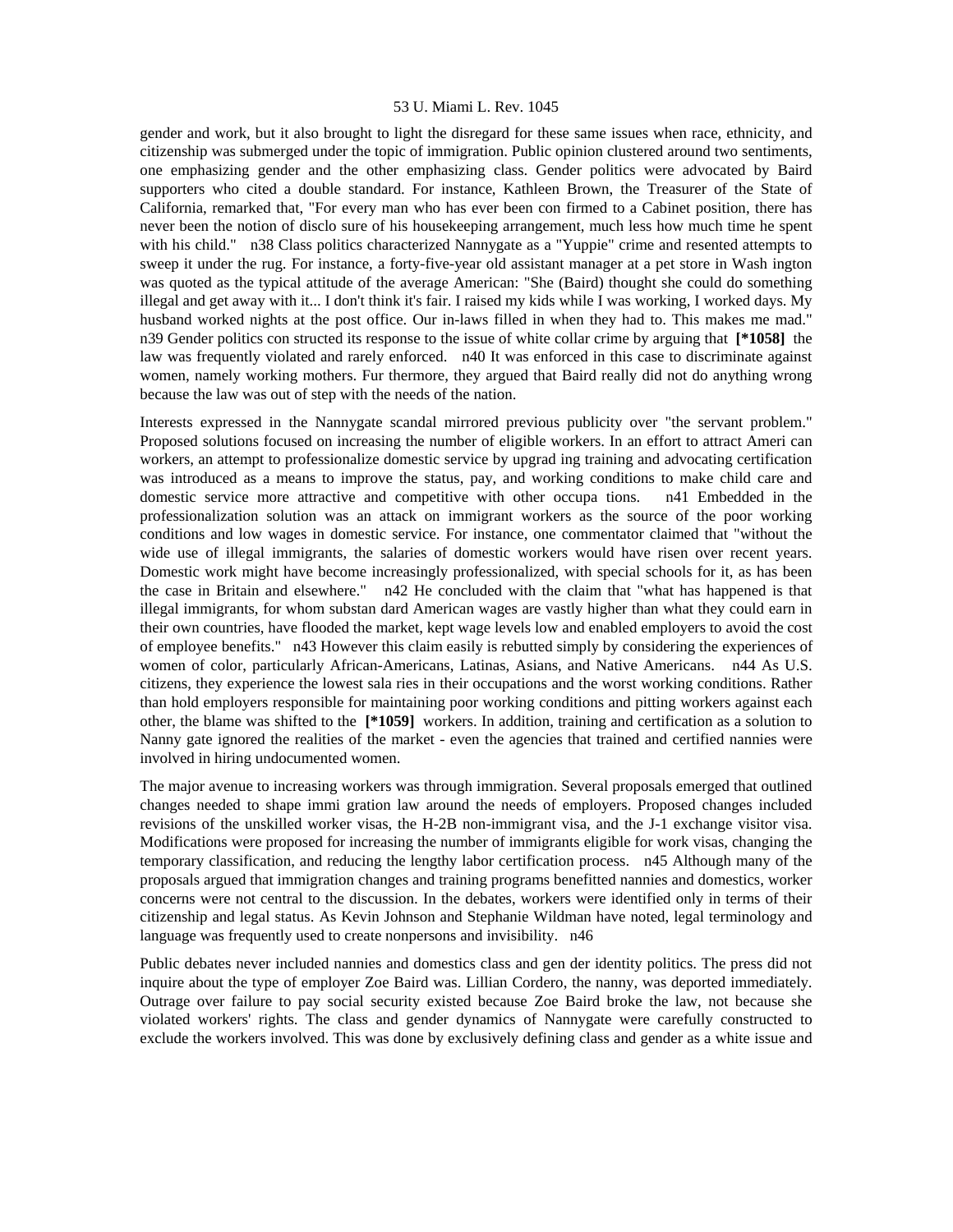gender and work, but it also brought to light the disregard for these same issues when race, ethnicity, and citizenship was submerged under the topic of immigration. Public opinion clustered around two sentiments, one emphasizing gender and the other emphasizing class. Gender politics were advocated by Baird supporters who cited a double standard. For instance, Kathleen Brown, the Treasurer of the State of California, remarked that, "For every man who has ever been con firmed to a Cabinet position, there has never been the notion of disclo sure of his housekeeping arrangement, much less how much time he spent with his child." n38 Class politics characterized Nannygate as a "Yuppie" crime and resented attempts to sweep it under the rug. For instance, a forty-five-year old assistant manager at a pet store in Wash ington was quoted as the typical attitude of the average American: "She (Baird) thought she could do something illegal and get away with it... I don't think it's fair. I raised my kids while I was working, I worked days. My husband worked nights at the post office. Our in-laws filled in when they had to. This makes me mad." n39 Gender politics con structed its response to the issue of white collar crime by arguing that **[*1058]** the law was frequently violated and rarely enforced. n40 It was enforced in this case to discriminate against women, namely working mothers. Fur thermore, they argued that Baird really did not do anything wrong because the law was out of step with the needs of the nation.

Interests expressed in the Nannygate scandal mirrored previous publicity over "the servant problem." Proposed solutions focused on increasing the number of eligible workers. In an effort to attract Ameri can workers, an attempt to professionalize domestic service by upgrad ing training and advocating certification was introduced as a means to improve the status, pay, and working conditions to make child care and domestic service more attractive and competitive with other occupa tions. n41 Embedded in the professionalization solution was an attack on immigrant workers as the source of the poor working conditions and low wages in domestic service. For instance, one commentator claimed that "without the wide use of illegal immigrants, the salaries of domestic workers would have risen over recent years. Domestic work might have become increasingly professionalized, with special schools for it, as has been the case in Britain and elsewhere." n42 He concluded with the claim that "what has happened is that illegal immigrants, for whom substan dard American wages are vastly higher than what they could earn in their own countries, have flooded the market, kept wage levels low and enabled employers to avoid the cost of employee benefits." n43 However this claim easily is rebutted simply by considering the experiences of women of color, particularly African-Americans, Latinas, Asians, and Native Americans. n44 As U.S. citizens, they experience the lowest sala ries in their occupations and the worst working conditions. Rather than hold employers responsible for maintaining poor working conditions and pitting workers against each other, the blame was shifted to the **[*1059]** workers. In addition, training and certification as a solution to Nanny gate ignored the realities of the market - even the agencies that trained and certified nannies were involved in hiring undocumented women.

The major avenue to increasing workers was through immigration. Several proposals emerged that outlined changes needed to shape immi gration law around the needs of employers. Proposed changes included revisions of the unskilled worker visas, the H-2B non-immigrant visa, and the J-1 exchange visitor visa. Modifications were proposed for increasing the number of immigrants eligible for work visas, changing the temporary classification, and reducing the lengthy labor certification process. n45 Although many of the proposals argued that immigration changes and training programs benefitted nannies and domestics, worker concerns were not central to the discussion. In the debates, workers were identified only in terms of their citizenship and legal status. As Kevin Johnson and Stephanie Wildman have noted, legal terminology and language was frequently used to create nonpersons and invisibility. n46

Public debates never included nannies and domestics class and gen der identity politics. The press did not inquire about the type of employer Zoe Baird was. Lillian Cordero, the nanny, was deported immediately. Outrage over failure to pay social security existed because Zoe Baird broke the law, not because she violated workers' rights. The class and gender dynamics of Nannygate were carefully constructed to exclude the workers involved. This was done by exclusively defining class and gender as a white issue and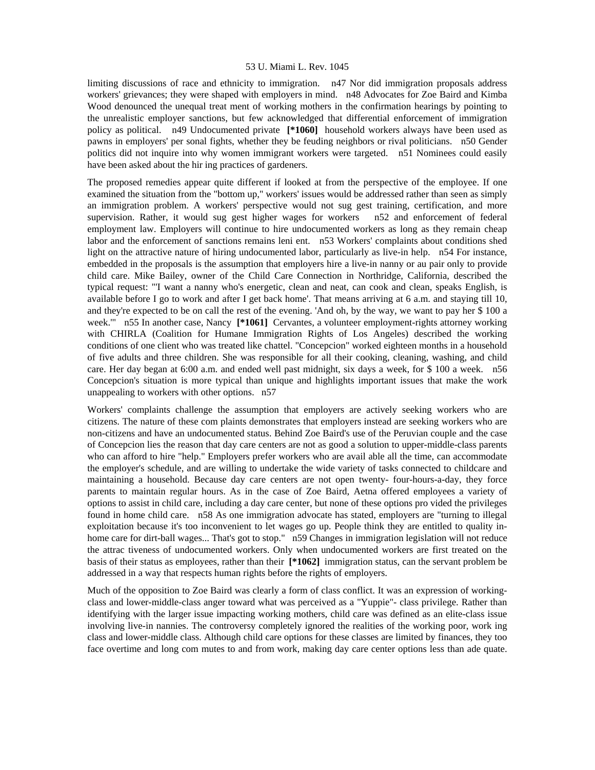limiting discussions of race and ethnicity to immigration. n47 Nor did immigration proposals address workers' grievances; they were shaped with employers in mind. n48 Advocates for Zoe Baird and Kimba Wood denounced the unequal treat ment of working mothers in the confirmation hearings by pointing to the unrealistic employer sanctions, but few acknowledged that differential enforcement of immigration policy as political. n49 Undocumented private **[*1060]** household workers always have been used as pawns in employers' per sonal fights, whether they be feuding neighbors or rival politicians. n50 Gender politics did not inquire into why women immigrant workers were targeted. n51 Nominees could easily have been asked about the hir ing practices of gardeners.

The proposed remedies appear quite different if looked at from the perspective of the employee. If one examined the situation from the "bottom up," workers' issues would be addressed rather than seen as simply an immigration problem. A workers' perspective would not sug gest training, certification, and more supervision. Rather, it would sug gest higher wages for workers n52 and enforcement of federal employment law. Employers will continue to hire undocumented workers as long as they remain cheap labor and the enforcement of sanctions remains leni ent. n53 Workers' complaints about conditions shed light on the attractive nature of hiring undocumented labor, particularly as live-in help. n54 For instance, embedded in the proposals is the assumption that employers hire a live-in nanny or au pair only to provide child care. Mike Bailey, owner of the Child Care Connection in Northridge, California, described the typical request: "'I want a nanny who's energetic, clean and neat, can cook and clean, speaks English, is available before I go to work and after I get back home'. That means arriving at 6 a.m. and staying till 10, and they're expected to be on call the rest of the evening. 'And oh, by the way, we want to pay her $ 100 a week.'" n55 In another case, Nancy **[*1061]** Cervantes, a volunteer employment-rights attorney working with CHIRLA (Coalition for Humane Immigration Rights of Los Angeles) described the working conditions of one client who was treated like chattel. "Concepcion" worked eighteen months in a household of five adults and three children. She was responsible for all their cooking, cleaning, washing, and child care. Her day began at 6:00 a.m. and ended well past midnight, six days a week, for $ 100 a week. n56 Concepcion's situation is more typical than unique and highlights important issues that make the work unappealing to workers with other options. n57

Workers' complaints challenge the assumption that employers are actively seeking workers who are citizens. The nature of these com plaints demonstrates that employers instead are seeking workers who are non-citizens and have an undocumented status. Behind Zoe Baird's use of the Peruvian couple and the case of Concepcion lies the reason that day care centers are not as good a solution to upper-middle-class parents who can afford to hire "help." Employers prefer workers who are avail able all the time, can accommodate the employer's schedule, and are willing to undertake the wide variety of tasks connected to childcare and maintaining a household. Because day care centers are not open twenty- four-hours-a-day, they force parents to maintain regular hours. As in the case of Zoe Baird, Aetna offered employees a variety of options to assist in child care, including a day care center, but none of these options pro vided the privileges found in home child care. n58 As one immigration advocate has stated, employers are "turning to illegal exploitation because it's too inconvenient to let wages go up. People think they are entitled to quality in-home care for dirt-ball wages... That's got to stop." n59 Changes in immigration legislation will not reduce the attrac tiveness of undocumented workers. Only when undocumented workers are first treated on the basis of their status as employees, rather than their **[*1062]** immigration status, can the servant problem be addressed in a way that respects human rights before the rights of employers.

Much of the opposition to Zoe Baird was clearly a form of class conflict. It was an expression of working-class and lower-middle-class anger toward what was perceived as a "Yuppie"- class privilege. Rather than identifying with the larger issue impacting working mothers, child care was defined as an elite-class issue involving live-in nannies. The controversy completely ignored the realities of the working poor, work ing class and lower-middle class. Although child care options for these classes are limited by finances, they too face overtime and long com mutes to and from work, making day care center options less than ade quate.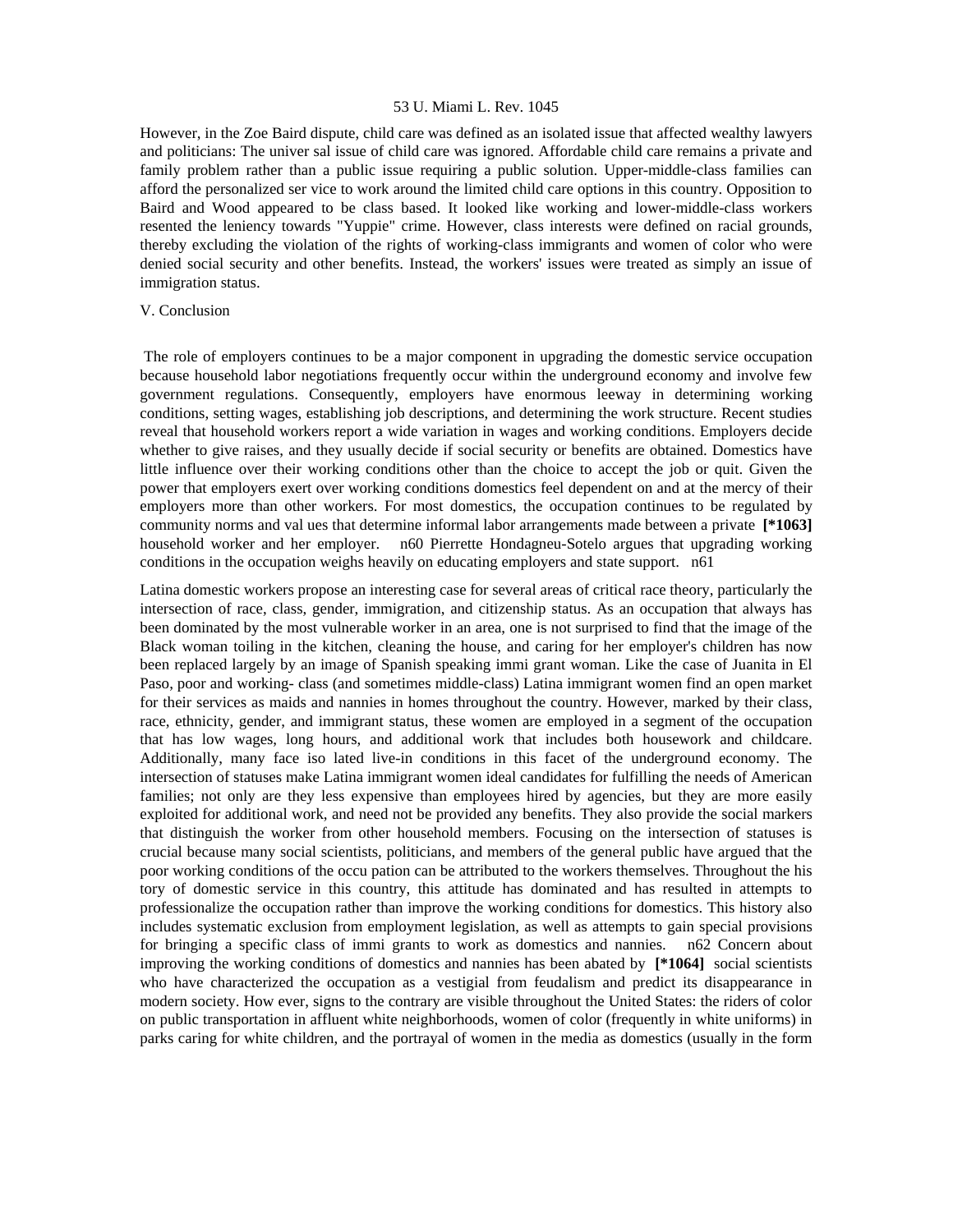However, in the Zoe Baird dispute, child care was defined as an isolated issue that affected wealthy lawyers and politicians: The univer sal issue of child care was ignored. Affordable child care remains a private and family problem rather than a public issue requiring a public solution. Upper-middle-class families can afford the personalized ser vice to work around the limited child care options in this country. Opposition to Baird and Wood appeared to be class based. It looked like working and lower-middle-class workers resented the leniency towards "Yuppie" crime. However, class interests were defined on racial grounds, thereby excluding the violation of the rights of working-class immigrants and women of color who were denied social security and other benefits. Instead, the workers' issues were treated as simply an issue of immigration status.

## V. Conclusion

The role of employers continues to be a major component in upgrading the domestic service occupation because household labor negotiations frequently occur within the underground economy and involve few government regulations. Consequently, employers have enormous leeway in determining working conditions, setting wages, establishing job descriptions, and determining the work structure. Recent studies reveal that household workers report a wide variation in wages and working conditions. Employers decide whether to give raises, and they usually decide if social security or benefits are obtained. Domestics have little influence over their working conditions other than the choice to accept the job or quit. Given the power that employers exert over working conditions domestics feel dependent on and at the mercy of their employers more than other workers. For most domestics, the occupation continues to be regulated by community norms and val ues that determine informal labor arrangements made between a private **[*1063]** household worker and her employer. n60 Pierrette Hondagneu-Sotelo argues that upgrading working conditions in the occupation weighs heavily on educating employers and state support. n61

Latina domestic workers propose an interesting case for several areas of critical race theory, particularly the intersection of race, class, gender, immigration, and citizenship status. As an occupation that always has been dominated by the most vulnerable worker in an area, one is not surprised to find that the image of the Black woman toiling in the kitchen, cleaning the house, and caring for her employer's children has now been replaced largely by an image of Spanish speaking immi grant woman. Like the case of Juanita in El Paso, poor and working- class (and sometimes middle-class) Latina immigrant women find an open market for their services as maids and nannies in homes throughout the country. However, marked by their class, race, ethnicity, gender, and immigrant status, these women are employed in a segment of the occupation that has low wages, long hours, and additional work that includes both housework and childcare. Additionally, many face iso lated live-in conditions in this facet of the underground economy. The intersection of statuses make Latina immigrant women ideal candidates for fulfilling the needs of American families; not only are they less expensive than employees hired by agencies, but they are more easily exploited for additional work, and need not be provided any benefits. They also provide the social markers that distinguish the worker from other household members. Focusing on the intersection of statuses is crucial because many social scientists, politicians, and members of the general public have argued that the poor working conditions of the occu pation can be attributed to the workers themselves. Throughout the his tory of domestic service in this country, this attitude has dominated and has resulted in attempts to professionalize the occupation rather than improve the working conditions for domestics. This history also includes systematic exclusion from employment legislation, as well as attempts to gain special provisions for bringing a specific class of immi grants to work as domestics and nannies. n62 Concern about improving the working conditions of domestics and nannies has been abated by **[*1064]** social scientists who have characterized the occupation as a vestigial from feudalism and predict its disappearance in modern society. How ever, signs to the contrary are visible throughout the United States: the riders of color on public transportation in affluent white neighborhoods, women of color (frequently in white uniforms) in parks caring for white children, and the portrayal of women in the media as domestics (usually in the form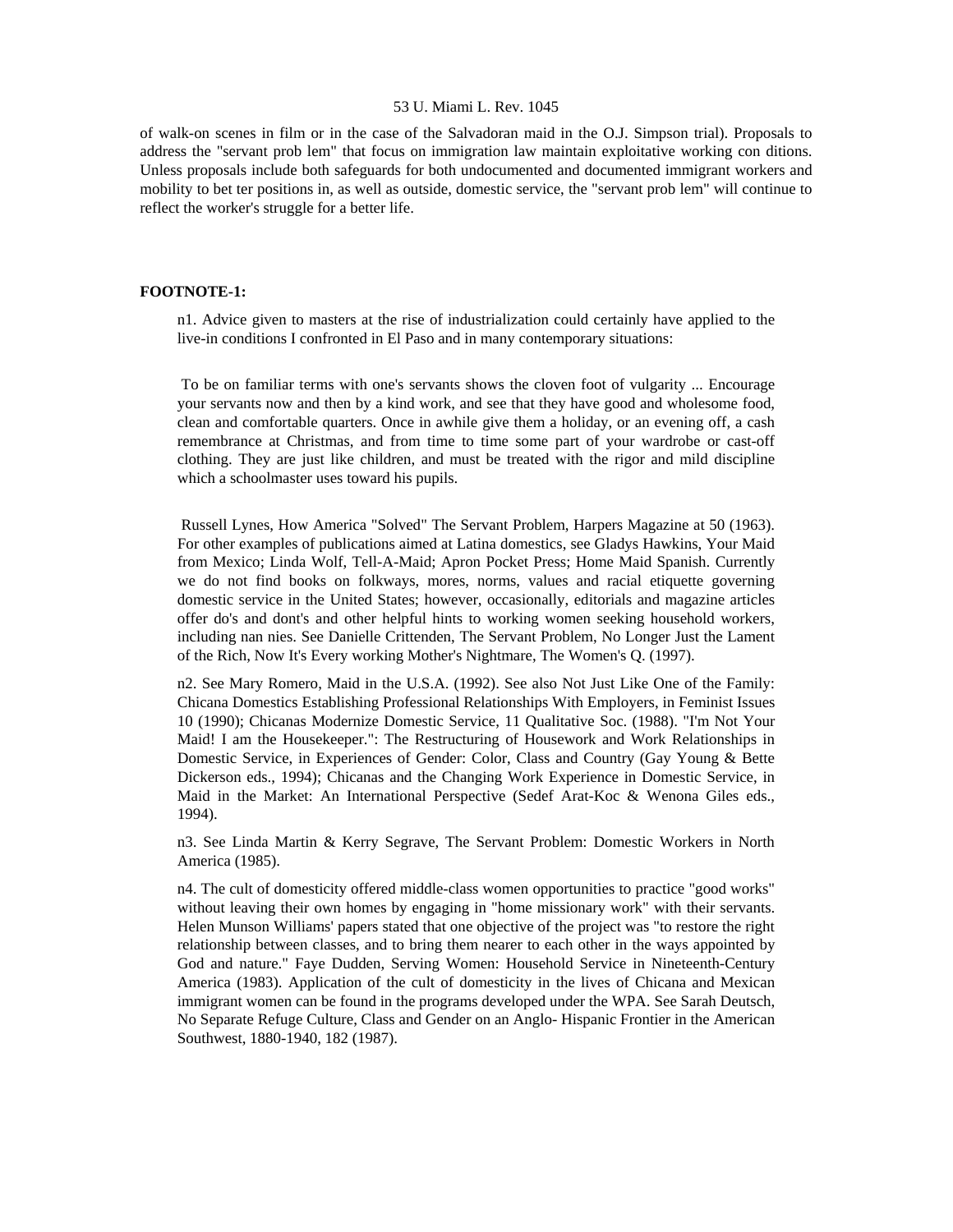of walk-on scenes in film or in the case of the Salvadoran maid in the O.J. Simpson trial). Proposals to address the "servant prob lem" that focus on immigration law maintain exploitative working con ditions. Unless proposals include both safeguards for both undocumented and documented immigrant workers and mobility to bet ter positions in, as well as outside, domestic service, the "servant prob lem" will continue to reflect the worker's struggle for a better life.

**FOOTNOTE-1:**

n1. Advice given to masters at the rise of industrialization could certainly have applied to the live-in conditions I confronted in El Paso and in many contemporary situations:

> To be on familiar terms with one's servants shows the cloven foot of vulgarity ... Encourage your servants now and then by a kind work, and see that they have good and wholesome food, clean and comfortable quarters. Once in awhile give them a holiday, or an evening off, a cash remembrance at Christmas, and from time to time some part of your wardrobe or cast-off clothing. They are just like children, and must be treated with the rigor and mild discipline which a schoolmaster uses toward his pupils.

Russell Lynes, How America "Solved" The Servant Problem, Harpers Magazine at 50 (1963). For other examples of publications aimed at Latina domestics, see Gladys Hawkins, Your Maid from Mexico; Linda Wolf, Tell-A-Maid; Apron Pocket Press; Home Maid Spanish. Currently we do not find books on folkways, mores, norms, values and racial etiquette governing domestic service in the United States; however, occasionally, editorials and magazine articles offer do's and dont's and other helpful hints to working women seeking household workers, including nan nies. See Danielle Crittenden, The Servant Problem, No Longer Just the Lament of the Rich, Now It's Every working Mother's Nightmare, The Women's Q. (1997).

n2. See Mary Romero, Maid in the U.S.A. (1992). See also Not Just Like One of the Family: Chicana Domestics Establishing Professional Relationships With Employers, in Feminist Issues 10 (1990); Chicanas Modernize Domestic Service, 11 Qualitative Soc. (1988). "I'm Not Your Maid! I am the Housekeeper.": The Restructuring of Housework and Work Relationships in Domestic Service, in Experiences of Gender: Color, Class and Country (Gay Young & Bette Dickerson eds., 1994); Chicanas and the Changing Work Experience in Domestic Service, in Maid in the Market: An International Perspective (Sedef Arat-Koc & Wenona Giles eds., 1994).

n3. See Linda Martin & Kerry Segrave, The Servant Problem: Domestic Workers in North America (1985).

n4. The cult of domesticity offered middle-class women opportunities to practice "good works" without leaving their own homes by engaging in "home missionary work" with their servants. Helen Munson Williams' papers stated that one objective of the project was "to restore the right relationship between classes, and to bring them nearer to each other in the ways appointed by God and nature." Faye Dudden, Serving Women: Household Service in Nineteenth-Century America (1983). Application of the cult of domesticity in the lives of Chicana and Mexican immigrant women can be found in the programs developed under the WPA. See Sarah Deutsch, No Separate Refuge Culture, Class and Gender on an Anglo- Hispanic Frontier in the American Southwest, 1880-1940, 182 (1987).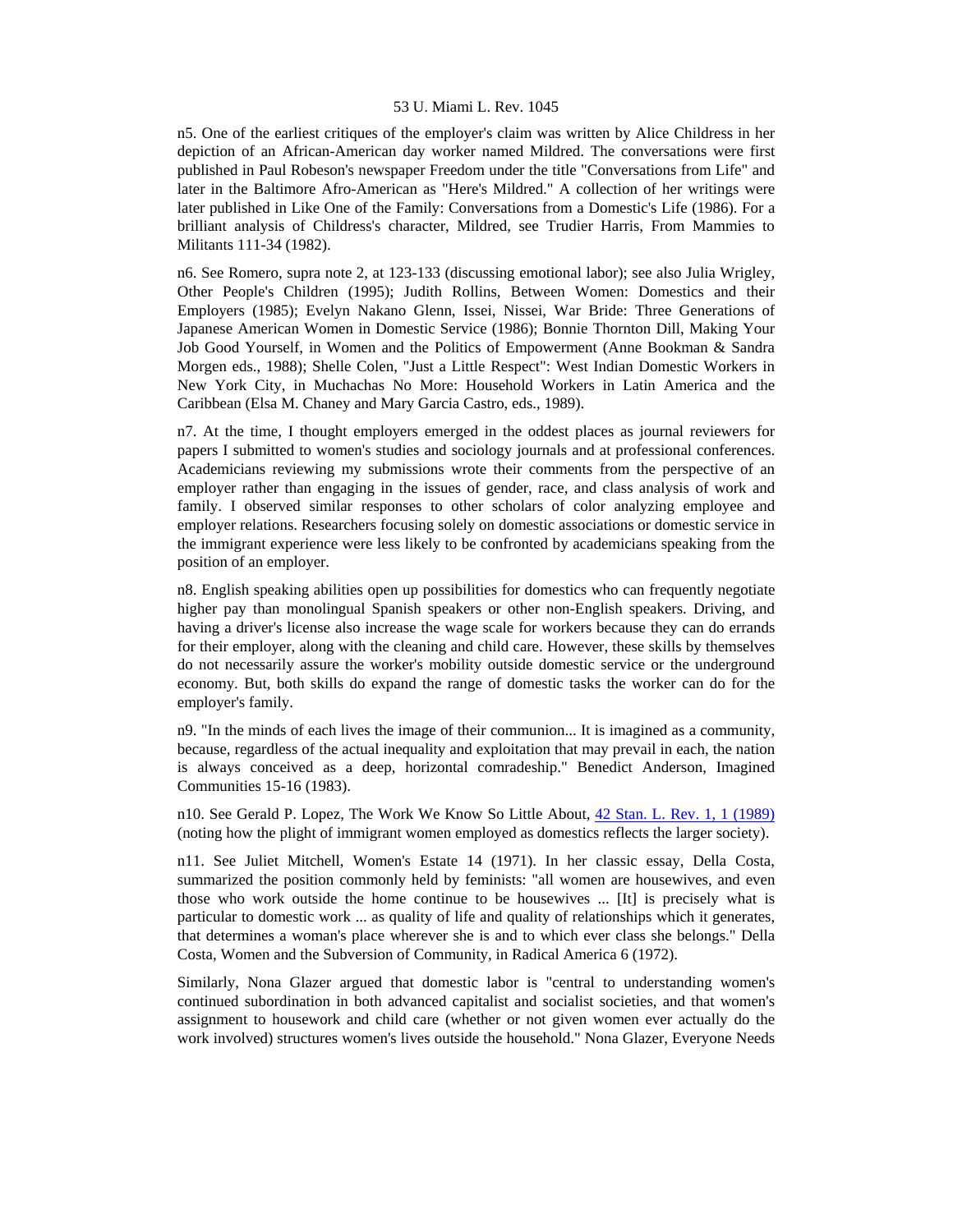n5. One of the earliest critiques of the employer's claim was written by Alice Childress in her depiction of an African-American day worker named Mildred. The conversations were first published in Paul Robeson's newspaper Freedom under the title "Conversations from Life" and later in the Baltimore Afro-American as "Here's Mildred." A collection of her writings were later published in Like One of the Family: Conversations from a Domestic's Life (1986). For a brilliant analysis of Childress's character, Mildred, see Trudier Harris, From Mammies to Militants 111-34 (1982).

n6. See Romero, supra note 2, at 123-133 (discussing emotional labor); see also Julia Wrigley, Other People's Children (1995); Judith Rollins, Between Women: Domestics and their Employers (1985); Evelyn Nakano Glenn, Issei, Nissei, War Bride: Three Generations of Japanese American Women in Domestic Service (1986); Bonnie Thornton Dill, Making Your Job Good Yourself, in Women and the Politics of Empowerment (Anne Bookman & Sandra Morgen eds., 1988); Shelle Colen, "Just a Little Respect": West Indian Domestic Workers in New York City, in Muchachas No More: Household Workers in Latin America and the Caribbean (Elsa M. Chaney and Mary Garcia Castro, eds., 1989).

n7. At the time, I thought employers emerged in the oddest places as journal reviewers for papers I submitted to women's studies and sociology journals and at professional conferences. Academicians reviewing my submissions wrote their comments from the perspective of an employer rather than engaging in the issues of gender, race, and class analysis of work and family. I observed similar responses to other scholars of color analyzing employee and employer relations. Researchers focusing solely on domestic associations or domestic service in the immigrant experience were less likely to be confronted by academicians speaking from the position of an employer.

n8. English speaking abilities open up possibilities for domestics who can frequently negotiate higher pay than monolingual Spanish speakers or other non-English speakers. Driving, and having a driver's license also increase the wage scale for workers because they can do errands for their employer, along with the cleaning and child care. However, these skills by themselves do not necessarily assure the worker's mobility outside domestic service or the underground economy. But, both skills do expand the range of domestic tasks the worker can do for the employer's family.

n9. "In the minds of each lives the image of their communion... It is imagined as a community, because, regardless of the actual inequality and exploitation that may prevail in each, the nation is always conceived as a deep, horizontal comradeship." Benedict Anderson, Imagined Communities 15-16 (1983).

n10. See Gerald P. Lopez, The Work We Know So Little About, 42 Stan. L. Rev. 1, 1 (1989) (noting how the plight of immigrant women employed as domestics reflects the larger society).

n11. See Juliet Mitchell, Women's Estate 14 (1971). In her classic essay, Della Costa, summarized the position commonly held by feminists: "all women are housewives, and even those who work outside the home continue to be housewives ... [It] is precisely what is particular to domestic work ... as quality of life and quality of relationships which it generates, that determines a woman's place wherever she is and to which ever class she belongs." Della Costa, Women and the Subversion of Community, in Radical America 6 (1972).

Similarly, Nona Glazer argued that domestic labor is "central to understanding women's continued subordination in both advanced capitalist and socialist societies, and that women's assignment to housework and child care (whether or not given women ever actually do the work involved) structures women's lives outside the household." Nona Glazer, Everyone Needs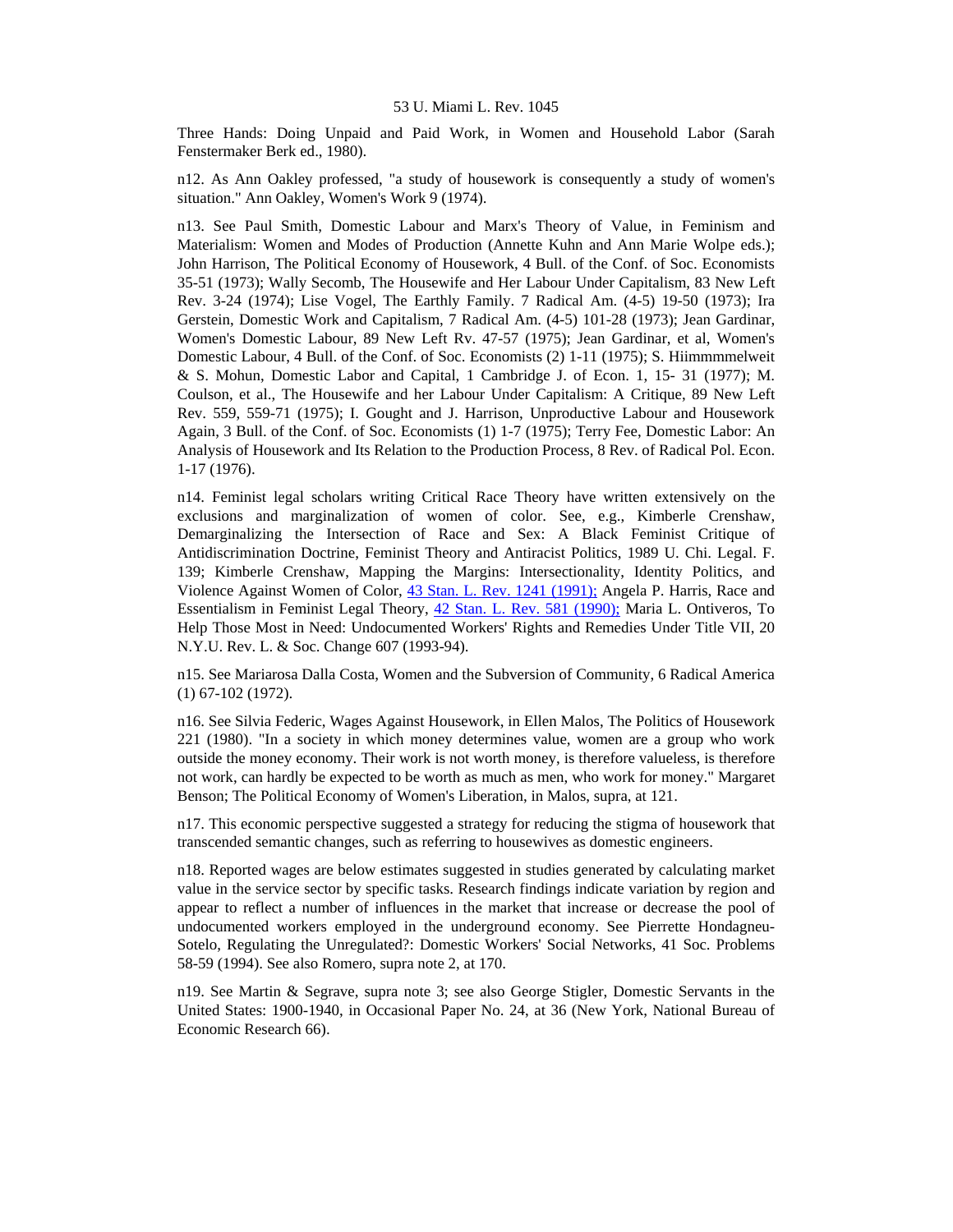Three Hands: Doing Unpaid and Paid Work, in Women and Household Labor (Sarah Fenstermaker Berk ed., 1980).

n12. As Ann Oakley professed, "a study of housework is consequently a study of women's situation." Ann Oakley, Women's Work 9 (1974).

n13. See Paul Smith, Domestic Labour and Marx's Theory of Value, in Feminism and Materialism: Women and Modes of Production (Annette Kuhn and Ann Marie Wolpe eds.); John Harrison, The Political Economy of Housework, 4 Bull. of the Conf. of Soc. Economists 35-51 (1973); Wally Secomb, The Housewife and Her Labour Under Capitalism, 83 New Left Rev. 3-24 (1974); Lise Vogel, The Earthly Family. 7 Radical Am. (4-5) 19-50 (1973); Ira Gerstein, Domestic Work and Capitalism, 7 Radical Am. (4-5) 101-28 (1973); Jean Gardinar, Women's Domestic Labour, 89 New Left Rv. 47-57 (1975); Jean Gardinar, et al, Women's Domestic Labour, 4 Bull. of the Conf. of Soc. Economists (2) 1-11 (1975); S. Hiimmmmelweit & S. Mohun, Domestic Labor and Capital, 1 Cambridge J. of Econ. 1, 15- 31 (1977); M. Coulson, et al., The Housewife and her Labour Under Capitalism: A Critique, 89 New Left Rev. 559, 559-71 (1975); I. Gought and J. Harrison, Unproductive Labour and Housework Again, 3 Bull. of the Conf. of Soc. Economists (1) 1-7 (1975); Terry Fee, Domestic Labor: An Analysis of Housework and Its Relation to the Production Process, 8 Rev. of Radical Pol. Econ. 1-17 (1976).

n14. Feminist legal scholars writing Critical Race Theory have written extensively on the exclusions and marginalization of women of color. See, e.g., Kimberle Crenshaw, Demarginalizing the Intersection of Race and Sex: A Black Feminist Critique of Antidiscrimination Doctrine, Feminist Theory and Antiracist Politics, 1989 U. Chi. Legal. F. 139; Kimberle Crenshaw, Mapping the Margins: Intersectionality, Identity Politics, and Violence Against Women of Color, 43 Stan. L. Rev. 1241 (1991); Angela P. Harris, Race and Essentialism in Feminist Legal Theory, 42 Stan. L. Rev. 581 (1990); Maria L. Ontiveros, To Help Those Most in Need: Undocumented Workers' Rights and Remedies Under Title VII, 20 N.Y.U. Rev. L. & Soc. Change 607 (1993-94).

n15. See Mariarosa Dalla Costa, Women and the Subversion of Community, 6 Radical America (1) 67-102 (1972).

n16. See Silvia Federic, Wages Against Housework, in Ellen Malos, The Politics of Housework 221 (1980). "In a society in which money determines value, women are a group who work outside the money economy. Their work is not worth money, is therefore valueless, is therefore not work, can hardly be expected to be worth as much as men, who work for money." Margaret Benson; The Political Economy of Women's Liberation, in Malos, supra, at 121.

n17. This economic perspective suggested a strategy for reducing the stigma of housework that transcended semantic changes, such as referring to housewives as domestic engineers.

n18. Reported wages are below estimates suggested in studies generated by calculating market value in the service sector by specific tasks. Research findings indicate variation by region and appear to reflect a number of influences in the market that increase or decrease the pool of undocumented workers employed in the underground economy. See Pierrette Hondagneu-Sotelo, Regulating the Unregulated?: Domestic Workers' Social Networks, 41 Soc. Problems 58-59 (1994). See also Romero, supra note 2, at 170.

n19. See Martin & Segrave, supra note 3; see also George Stigler, Domestic Servants in the United States: 1900-1940, in Occasional Paper No. 24, at 36 (New York, National Bureau of Economic Research 66).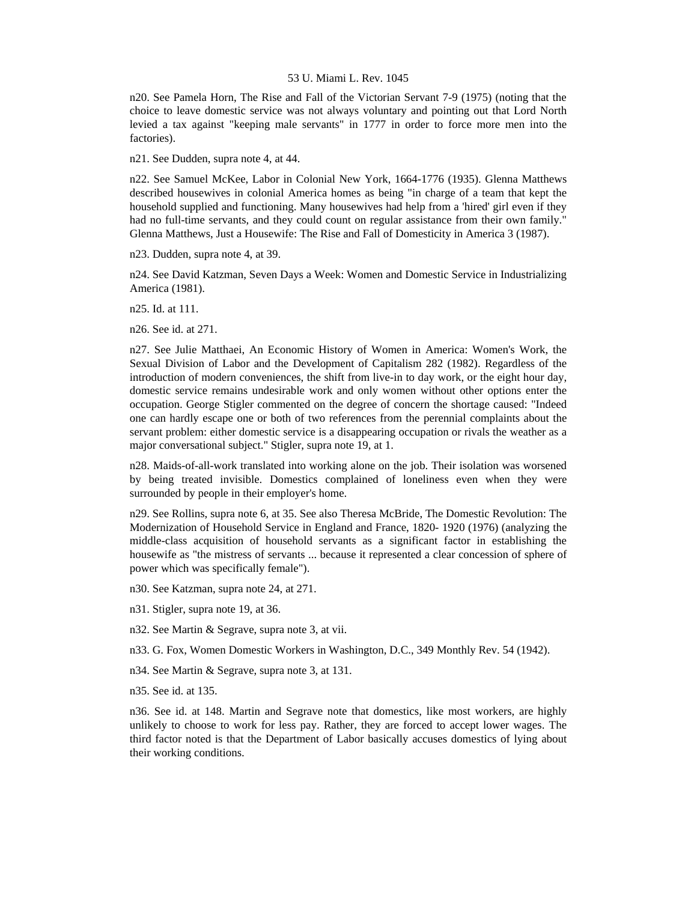n20. See Pamela Horn, The Rise and Fall of the Victorian Servant 7-9 (1975) (noting that the choice to leave domestic service was not always voluntary and pointing out that Lord North levied a tax against "keeping male servants" in 1777 in order to force more men into the factories).

n21. See Dudden, supra note 4, at 44.

n22. See Samuel McKee, Labor in Colonial New York, 1664-1776 (1935). Glenna Matthews described housewives in colonial America homes as being "in charge of a team that kept the household supplied and functioning. Many housewives had help from a 'hired' girl even if they had no full-time servants, and they could count on regular assistance from their own family." Glenna Matthews, Just a Housewife: The Rise and Fall of Domesticity in America 3 (1987).

n23. Dudden, supra note 4, at 39.

n24. See David Katzman, Seven Days a Week: Women and Domestic Service in Industrializing America (1981).

n25. Id. at 111.

n26. See id. at 271.

n27. See Julie Matthaei, An Economic History of Women in America: Women's Work, the Sexual Division of Labor and the Development of Capitalism 282 (1982). Regardless of the introduction of modern conveniences, the shift from live-in to day work, or the eight hour day, domestic service remains undesirable work and only women without other options enter the occupation. George Stigler commented on the degree of concern the shortage caused: "Indeed one can hardly escape one or both of two references from the perennial complaints about the servant problem: either domestic service is a disappearing occupation or rivals the weather as a major conversational subject." Stigler, supra note 19, at 1.

n28. Maids-of-all-work translated into working alone on the job. Their isolation was worsened by being treated invisible. Domestics complained of loneliness even when they were surrounded by people in their employer's home.

n29. See Rollins, supra note 6, at 35. See also Theresa McBride, The Domestic Revolution: The Modernization of Household Service in England and France, 1820- 1920 (1976) (analyzing the middle-class acquisition of household servants as a significant factor in establishing the housewife as "the mistress of servants ... because it represented a clear concession of sphere of power which was specifically female").

n30. See Katzman, supra note 24, at 271.

n31. Stigler, supra note 19, at 36.

n32. See Martin & Segrave, supra note 3, at vii.

n33. G. Fox, Women Domestic Workers in Washington, D.C., 349 Monthly Rev. 54 (1942).

n34. See Martin & Segrave, supra note 3, at 131.

n35. See id. at 135.

n36. See id. at 148. Martin and Segrave note that domestics, like most workers, are highly unlikely to choose to work for less pay. Rather, they are forced to accept lower wages. The third factor noted is that the Department of Labor basically accuses domestics of lying about their working conditions.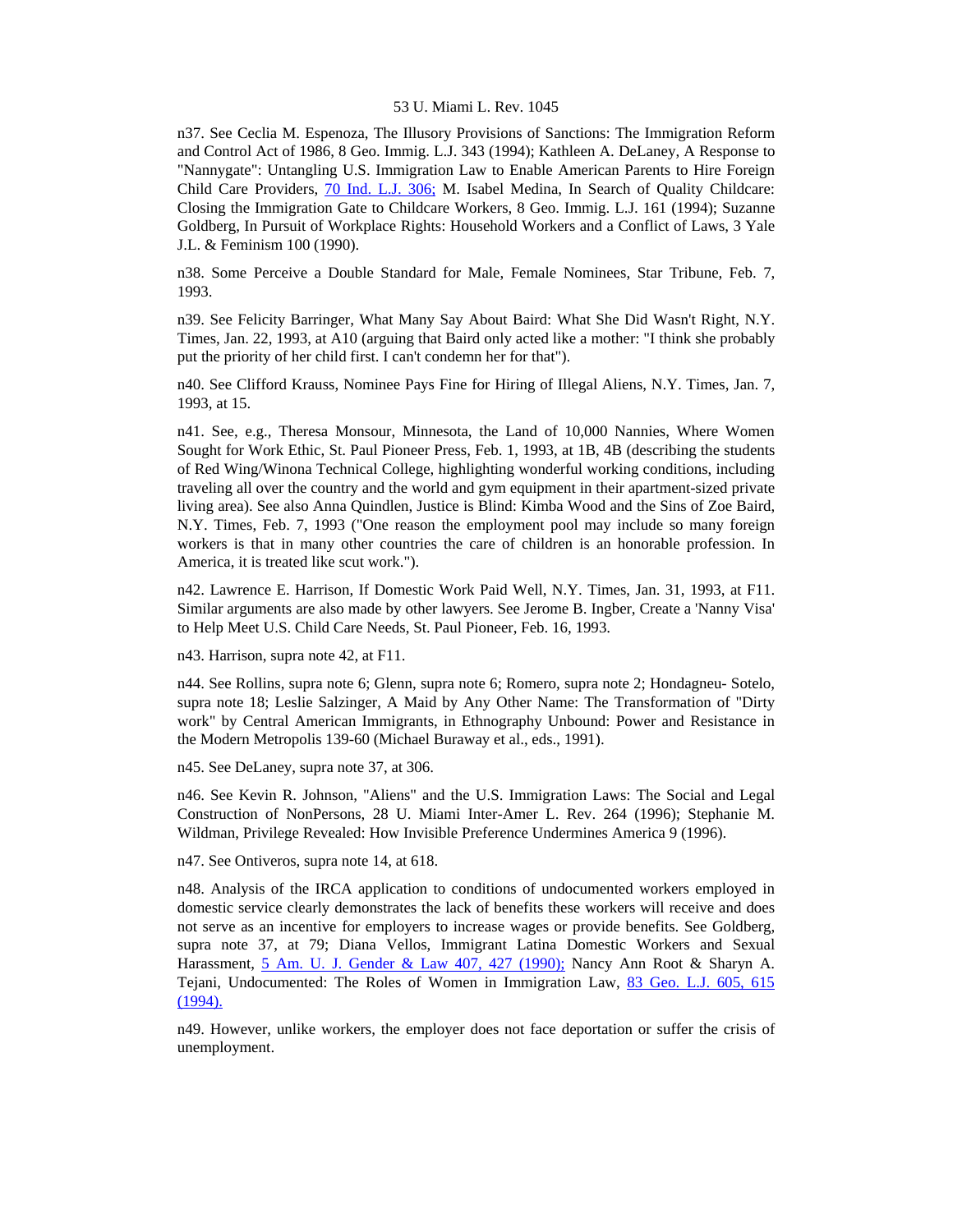n37. See Ceclia M. Espenoza, The Illusory Provisions of Sanctions: The Immigration Reform and Control Act of 1986, 8 Geo. Immig. L.J. 343 (1994); Kathleen A. DeLaney, A Response to "Nannygate": Untangling U.S. Immigration Law to Enable American Parents to Hire Foreign Child Care Providers, 70 Ind. L.J. 306; M. Isabel Medina, In Search of Quality Childcare: Closing the Immigration Gate to Childcare Workers, 8 Geo. Immig. L.J. 161 (1994); Suzanne Goldberg, In Pursuit of Workplace Rights: Household Workers and a Conflict of Laws, 3 Yale J.L. & Feminism 100 (1990).

n38. Some Perceive a Double Standard for Male, Female Nominees, Star Tribune, Feb. 7, 1993.

n39. See Felicity Barringer, What Many Say About Baird: What She Did Wasn't Right, N.Y. Times, Jan. 22, 1993, at A10 (arguing that Baird only acted like a mother: "I think she probably put the priority of her child first. I can't condemn her for that").

n40. See Clifford Krauss, Nominee Pays Fine for Hiring of Illegal Aliens, N.Y. Times, Jan. 7, 1993, at 15.

n41. See, e.g., Theresa Monsour, Minnesota, the Land of 10,000 Nannies, Where Women Sought for Work Ethic, St. Paul Pioneer Press, Feb. 1, 1993, at 1B, 4B (describing the students of Red Wing/Winona Technical College, highlighting wonderful working conditions, including traveling all over the country and the world and gym equipment in their apartment-sized private living area). See also Anna Quindlen, Justice is Blind: Kimba Wood and the Sins of Zoe Baird, N.Y. Times, Feb. 7, 1993 ("One reason the employment pool may include so many foreign workers is that in many other countries the care of children is an honorable profession. In America, it is treated like scut work.").

n42. Lawrence E. Harrison, If Domestic Work Paid Well, N.Y. Times, Jan. 31, 1993, at F11. Similar arguments are also made by other lawyers. See Jerome B. Ingber, Create a 'Nanny Visa' to Help Meet U.S. Child Care Needs, St. Paul Pioneer, Feb. 16, 1993.

n43. Harrison, supra note 42, at F11.

n44. See Rollins, supra note 6; Glenn, supra note 6; Romero, supra note 2; Hondagneu- Sotelo, supra note 18; Leslie Salzinger, A Maid by Any Other Name: The Transformation of "Dirty work" by Central American Immigrants, in Ethnography Unbound: Power and Resistance in the Modern Metropolis 139-60 (Michael Buraway et al., eds., 1991).

n45. See DeLaney, supra note 37, at 306.

n46. See Kevin R. Johnson, "Aliens" and the U.S. Immigration Laws: The Social and Legal Construction of NonPersons, 28 U. Miami Inter-Amer L. Rev. 264 (1996); Stephanie M. Wildman, Privilege Revealed: How Invisible Preference Undermines America 9 (1996).

n47. See Ontiveros, supra note 14, at 618.

n48. Analysis of the IRCA application to conditions of undocumented workers employed in domestic service clearly demonstrates the lack of benefits these workers will receive and does not serve as an incentive for employers to increase wages or provide benefits. See Goldberg, supra note 37, at 79; Diana Vellos, Immigrant Latina Domestic Workers and Sexual Harassment, 5 Am. U. J. Gender & Law 407, 427 (1990); Nancy Ann Root & Sharyn A. Tejani, Undocumented: The Roles of Women in Immigration Law, 83 Geo. L.J. 605, 615 (1994).

n49. However, unlike workers, the employer does not face deportation or suffer the crisis of unemployment.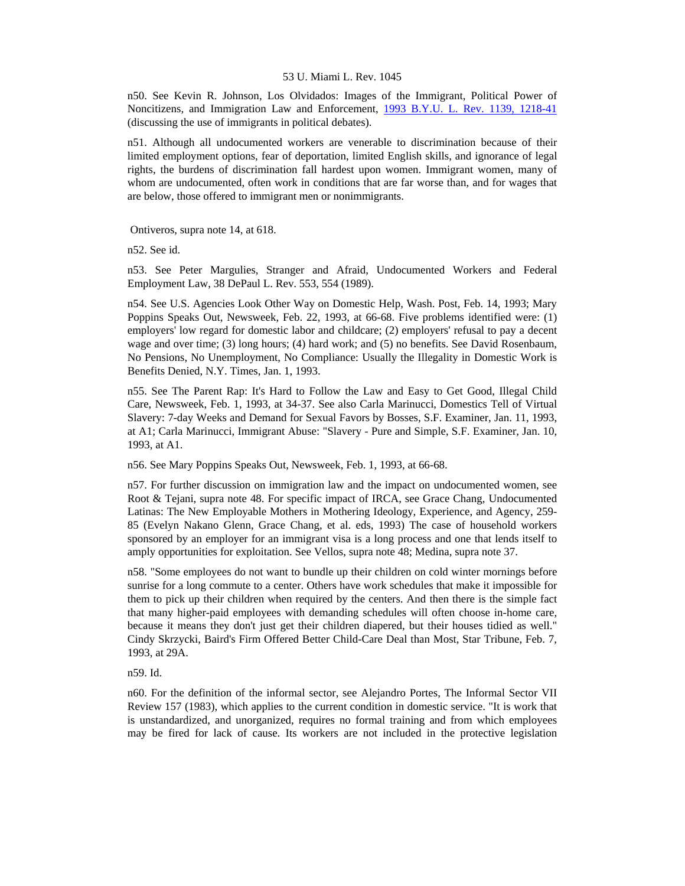n50. See Kevin R. Johnson, Los Olvidados: Images of the Immigrant, Political Power of Noncitizens, and Immigration Law and Enforcement, 1993 B.Y.U. L. Rev. 1139, 1218-41 (discussing the use of immigrants in political debates).

n51. Although all undocumented workers are venerable to discrimination because of their limited employment options, fear of deportation, limited English skills, and ignorance of legal rights, the burdens of discrimination fall hardest upon women. Immigrant women, many of whom are undocumented, often work in conditions that are far worse than, and for wages that are below, those offered to immigrant men or nonimmigrants.

Ontiveros, supra note 14, at 618.

n52. See id.

n53. See Peter Margulies, Stranger and Afraid, Undocumented Workers and Federal Employment Law, 38 DePaul L. Rev. 553, 554 (1989).

n54. See U.S. Agencies Look Other Way on Domestic Help, Wash. Post, Feb. 14, 1993; Mary Poppins Speaks Out, Newsweek, Feb. 22, 1993, at 66-68. Five problems identified were: (1) employers' low regard for domestic labor and childcare; (2) employers' refusal to pay a decent wage and over time; (3) long hours; (4) hard work; and (5) no benefits. See David Rosenbaum, No Pensions, No Unemployment, No Compliance: Usually the Illegality in Domestic Work is Benefits Denied, N.Y. Times, Jan. 1, 1993.

n55. See The Parent Rap: It's Hard to Follow the Law and Easy to Get Good, Illegal Child Care, Newsweek, Feb. 1, 1993, at 34-37. See also Carla Marinucci, Domestics Tell of Virtual Slavery: 7-day Weeks and Demand for Sexual Favors by Bosses, S.F. Examiner, Jan. 11, 1993, at A1; Carla Marinucci, Immigrant Abuse: "Slavery - Pure and Simple, S.F. Examiner, Jan. 10, 1993, at A1.

n56. See Mary Poppins Speaks Out, Newsweek, Feb. 1, 1993, at 66-68.

n57. For further discussion on immigration law and the impact on undocumented women, see Root & Tejani, supra note 48. For specific impact of IRCA, see Grace Chang, Undocumented Latinas: The New Employable Mothers in Mothering Ideology, Experience, and Agency, 259-85 (Evelyn Nakano Glenn, Grace Chang, et al. eds, 1993) The case of household workers sponsored by an employer for an immigrant visa is a long process and one that lends itself to amply opportunities for exploitation. See Vellos, supra note 48; Medina, supra note 37.

n58. "Some employees do not want to bundle up their children on cold winter mornings before sunrise for a long commute to a center. Others have work schedules that make it impossible for them to pick up their children when required by the centers. And then there is the simple fact that many higher-paid employees with demanding schedules will often choose in-home care, because it means they don't just get their children diapered, but their houses tidied as well." Cindy Skrzycki, Baird's Firm Offered Better Child-Care Deal than Most, Star Tribune, Feb. 7, 1993, at 29A.

n59. Id.

n60. For the definition of the informal sector, see Alejandro Portes, The Informal Sector VII Review 157 (1983), which applies to the current condition in domestic service. "It is work that is unstandardized, and unorganized, requires no formal training and from which employees may be fired for lack of cause. Its workers are not included in the protective legislation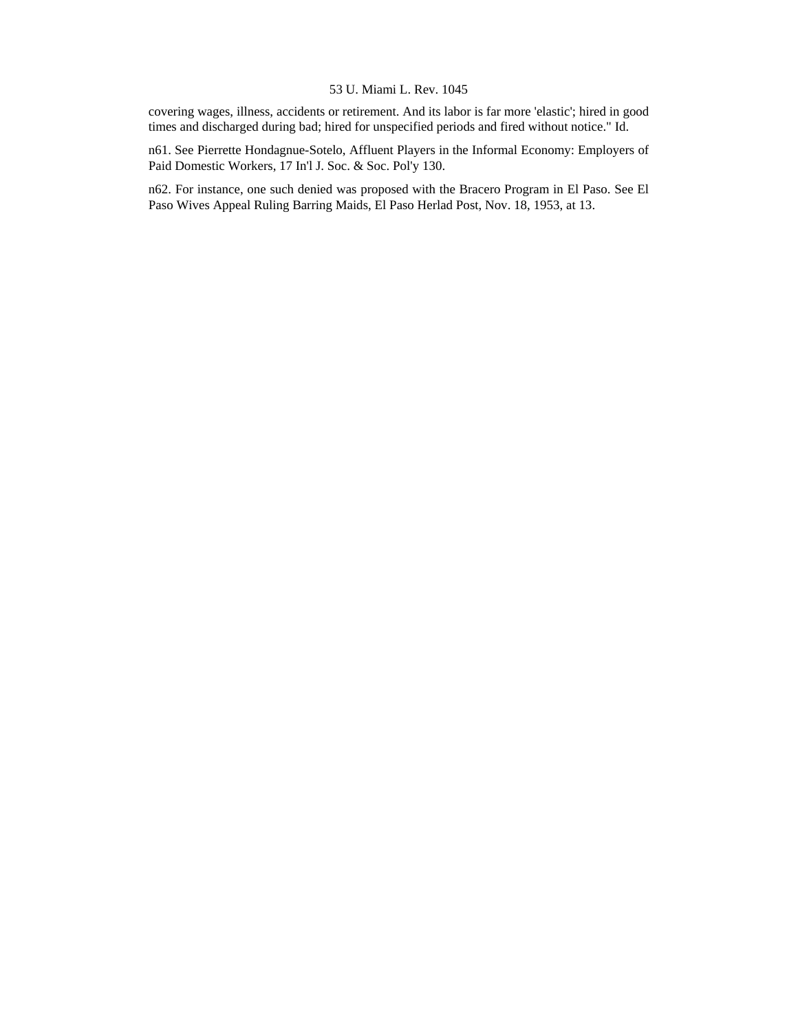covering wages, illness, accidents or retirement. And its labor is far more 'elastic'; hired in good times and discharged during bad; hired for unspecified periods and fired without notice." Id.

n61. See Pierrette Hondagnue-Sotelo, Affluent Players in the Informal Economy: Employers of Paid Domestic Workers, 17 In'l J. Soc. & Soc. Pol'y 130.

n62. For instance, one such denied was proposed with the Bracero Program in El Paso. See El Paso Wives Appeal Ruling Barring Maids, El Paso Herlad Post, Nov. 18, 1953, at 13.